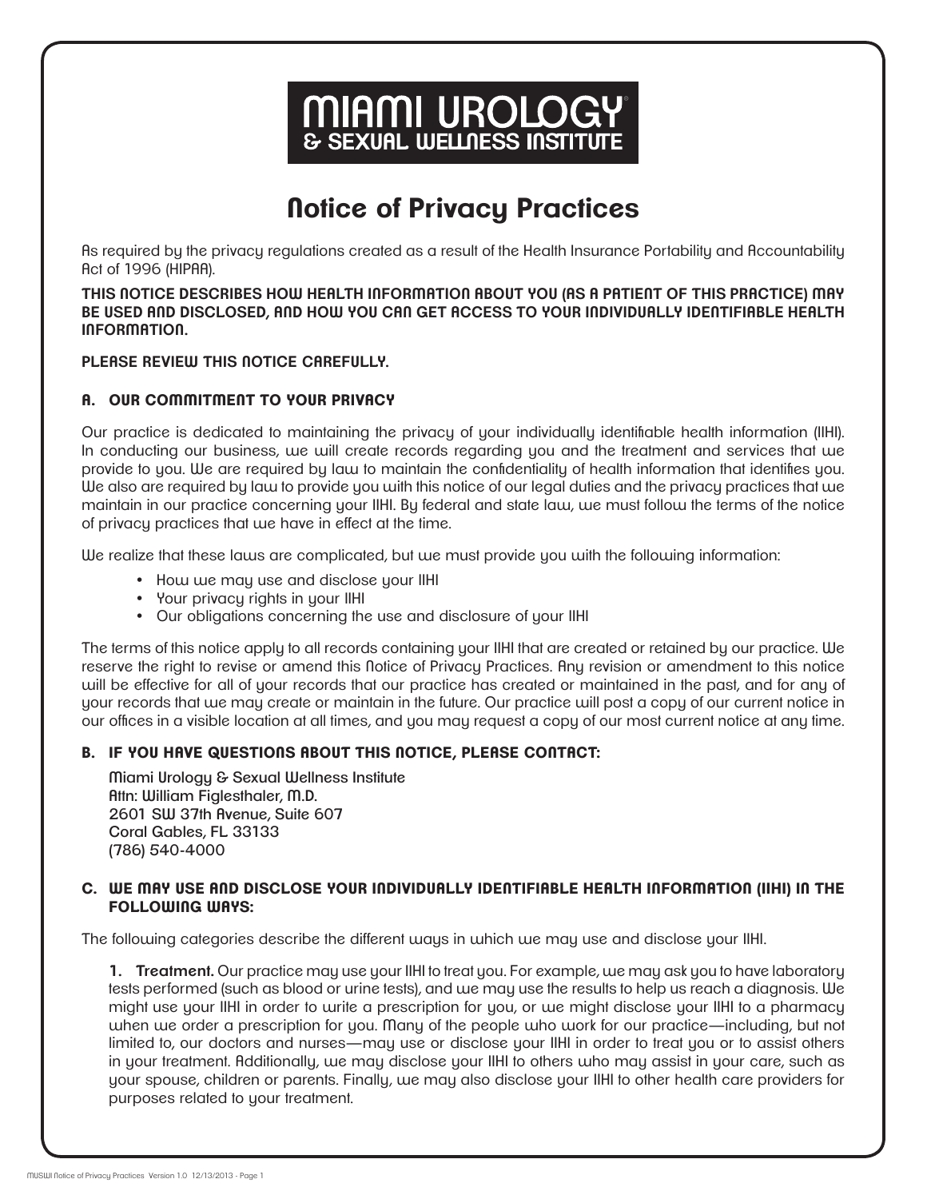# MIAMI UROLOGY® & SEXUAL WELLNESS INSTITUTE

## Notice of Privacy Practices

As required by the privacy regulations created as a result of the Health Insurance Portability and Accountability Act of 1996 (HIPAA).

**THIS NOTICE DESCRIBES HOW HEALTH INFORMATION ABOUT YOU (AS A PATIENT OF THIS PRACTICE) MAY BE USED AND DISCLOSED, AND HOW YOU CAN GET ACCESS TO YOUR INDIVIDUALLY IDENTIFIABLE HEALTH INFORMATION.**

**PLEASE REVIEW THIS NOTICE CAREFULLY.**

### A. OUR COMMITMENT TO YOUR PRIVACY

Our practice is dedicated to maintaining the privacy of your individually identifiable health information (IIHI). In conducting our business, we will create records regarding you and the treatment and services that we provide to you. We are required by law to maintain the confidentiality of health information that identifies you. We also are required by law to provide you with this notice of our legal duties and the privacy practices that we maintain in our practice concerning your IIHI. By federal and state law, we must follow the terms of the notice of privacy practices that we have in effect at the time.

We realize that these laws are complicated, but we must provide you with the following information:

- How we may use and disclose your IIHI
- Your privacy rights in your IIHI
- Our obligations concerning the use and disclosure of your IIHI

The terms of this notice apply to all records containing your IIHI that are created or retained by our practice. We reserve the right to revise or amend this Notice of Privacy Practices. Any revision or amendment to this notice will be effective for all of your records that our practice has created or maintained in the past, and for any of your records that we may create or maintain in the future. Our practice will post a copy of our current notice in our offices in a visible location at all times, and you may request a copy of our most current notice at any time.

### B. IF YOU HAVE QUESTIONS ABOUT THIS NOTICE, PLEASE CONTACT:

Miami Urology & Sexual Wellness Institute
Attn: William Figlesthaler, M.D.
2601 SW 37th Avenue, Suite 607
Coral Gables, FL 33133
(786) 540-4000

### C. WE MAY USE AND DISCLOSE YOUR INDIVIDUALLY IDENTIFIABLE HEALTH INFORMATION (IIHI) IN THE FOLLOWING WAYS:

The following categories describe the different ways in which we may use and disclose your IIHI.

**1. Treatment.** Our practice may use your IIHI to treat you. For example, we may ask you to have laboratory tests performed (such as blood or urine tests), and we may use the results to help us reach a diagnosis. We might use your IIHI in order to write a prescription for you, or we might disclose your IIHI to a pharmacy when we order a prescription for you. Many of the people who work for our practice—including, but not limited to, our doctors and nurses—may use or disclose your IIHI in order to treat you or to assist others in your treatment. Additionally, we may disclose your IIHI to others who may assist in your care, such as your spouse, children or parents. Finally, we may also disclose your IIHI to other health care providers for purposes related to your treatment.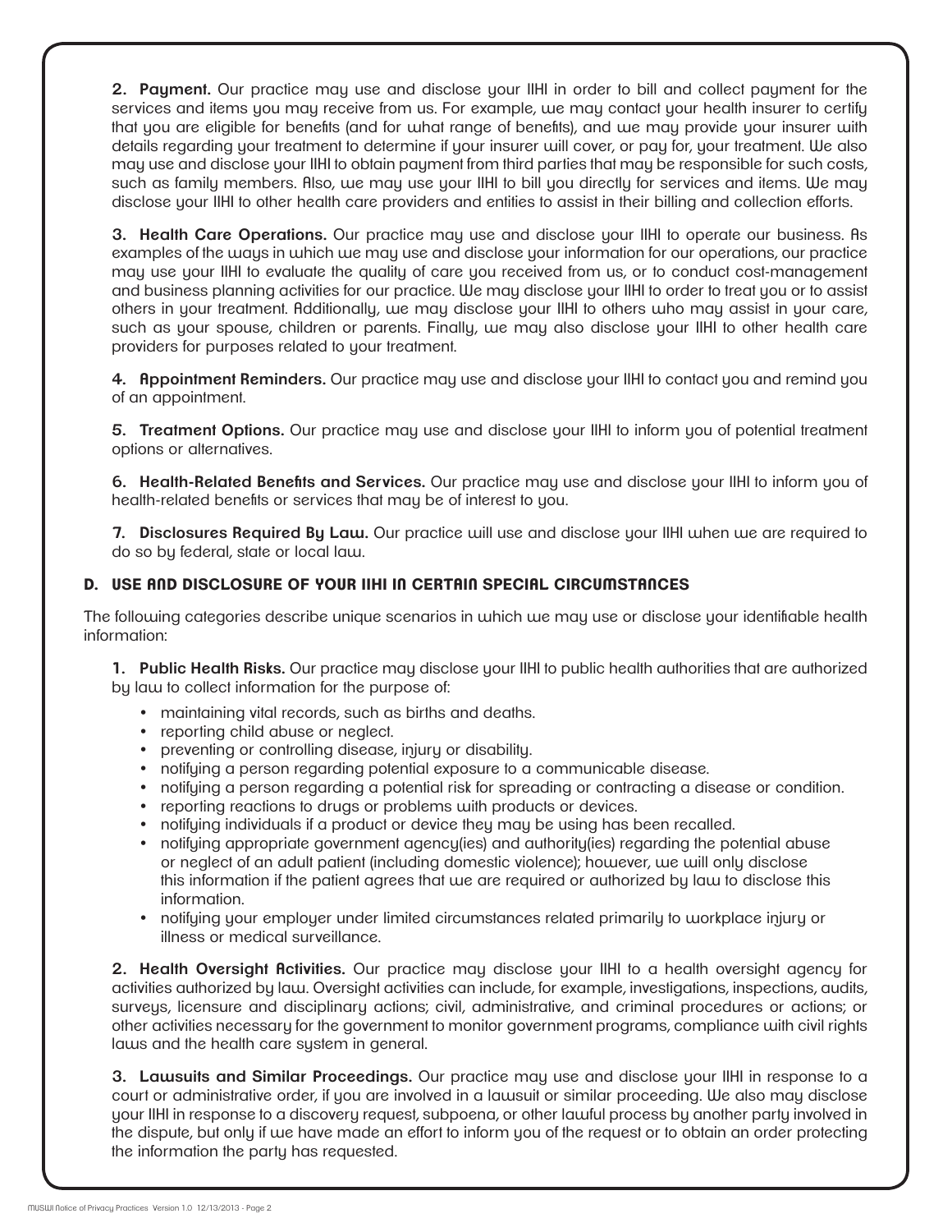**2. Payment.** Our practice may use and disclose your IIHI in order to bill and collect payment for the services and items you may receive from us. For example, we may contact your health insurer to certify that you are eligible for benefits (and for what range of benefits), and we may provide your insurer with details regarding your treatment to determine if your insurer will cover, or pay for, your treatment. We also may use and disclose your IIHI to obtain payment from third parties that may be responsible for such costs, such as family members. Also, we may use your IIHI to bill you directly for services and items. We may disclose your IIHI to other health care providers and entities to assist in their billing and collection efforts.

**3. Health Care Operations.** Our practice may use and disclose your IIHI to operate our business. As examples of the ways in which we may use and disclose your information for our operations, our practice may use your IIHI to evaluate the quality of care you received from us, or to conduct cost-management and business planning activities for our practice. We may disclose your IIHI to order to treat you or to assist others in your treatment. Additionally, we may disclose your IIHI to others who may assist in your care, such as your spouse, children or parents. Finally, we may also disclose your IIHI to other health care providers for purposes related to your treatment.

**4. Appointment Reminders.** Our practice may use and disclose your IIHI to contact you and remind you of an appointment.

**5. Treatment Options.** Our practice may use and disclose your IIHI to inform you of potential treatment options or alternatives.

**6. Health-Related Benefits and Services.** Our practice may use and disclose your IIHI to inform you of health-related benefits or services that may be of interest to you.

**7. Disclosures Required By Law.** Our practice will use and disclose your IIHI when we are required to do so by federal, state or local law.

## D. USE AND DISCLOSURE OF YOUR IIHI IN CERTAIN SPECIAL CIRCUMSTANCES

The following categories describe unique scenarios in which we may use or disclose your identifiable health information:

**1. Public Health Risks.** Our practice may disclose your IIHI to public health authorities that are authorized by law to collect information for the purpose of:

- maintaining vital records, such as births and deaths.
- reporting child abuse or neglect.
- preventing or controlling disease, injury or disability.
- notifying a person regarding potential exposure to a communicable disease.
- notifying a person regarding a potential risk for spreading or contracting a disease or condition.
- reporting reactions to drugs or problems with products or devices.
- notifying individuals if a product or device they may be using has been recalled.
- notifying appropriate government agency(ies) and authority(ies) regarding the potential abuse or neglect of an adult patient (including domestic violence); however, we will only disclose this information if the patient agrees that we are required or authorized by law to disclose this information.
- notifying your employer under limited circumstances related primarily to workplace injury or illness or medical surveillance.

**2. Health Oversight Activities.** Our practice may disclose your IIHI to a health oversight agency for activities authorized by law. Oversight activities can include, for example, investigations, inspections, audits, surveys, licensure and disciplinary actions; civil, administrative, and criminal procedures or actions; or other activities necessary for the government to monitor government programs, compliance with civil rights laws and the health care system in general.

**3. Lawsuits and Similar Proceedings.** Our practice may use and disclose your IIHI in response to a court or administrative order, if you are involved in a lawsuit or similar proceeding. We also may disclose your IIHI in response to a discovery request, subpoena, or other lawful process by another party involved in the dispute, but only if we have made an effort to inform you of the request or to obtain an order protecting the information the party has requested.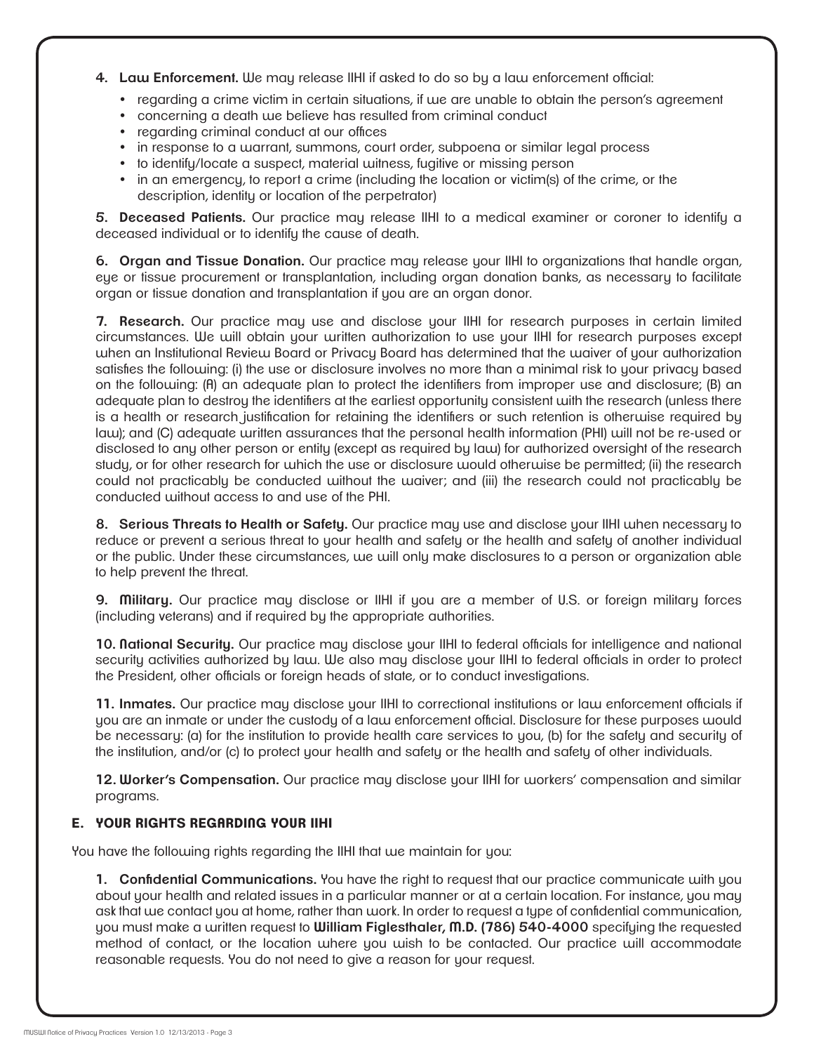**4. Law Enforcement.** We may release IIHI if asked to do so by a law enforcement official:

- regarding a crime victim in certain situations, if we are unable to obtain the person's agreement
- concerning a death we believe has resulted from criminal conduct
- regarding criminal conduct at our offices
- in response to a warrant, summons, court order, subpoena or similar legal process
- to identify/locate a suspect, material witness, fugitive or missing person
- in an emergency, to report a crime (including the location or victim(s) of the crime, or the description, identity or location of the perpetrator)

**5. Deceased Patients.** Our practice may release IIHI to a medical examiner or coroner to identify a deceased individual or to identify the cause of death.

**6. Organ and Tissue Donation.** Our practice may release your IIHI to organizations that handle organ, eye or tissue procurement or transplantation, including organ donation banks, as necessary to facilitate organ or tissue donation and transplantation if you are an organ donor.

**7. Research.** Our practice may use and disclose your IIHI for research purposes in certain limited circumstances. We will obtain your written authorization to use your IIHI for research purposes except when an Institutional Review Board or Privacy Board has determined that the waiver of your authorization satisfies the following: (i) the use or disclosure involves no more than a minimal risk to your privacy based on the following: (A) an adequate plan to protect the identifiers from improper use and disclosure; (B) an adequate plan to destroy the identifiers at the earliest opportunity consistent with the research (unless there is a health or research justification for retaining the identifiers or such retention is otherwise required by law); and (C) adequate written assurances that the personal health information (PHI) will not be re-used or disclosed to any other person or entity (except as required by law) for authorized oversight of the research study, or for other research for which the use or disclosure would otherwise be permitted; (ii) the research could not practicably be conducted without the waiver; and (iii) the research could not practicably be conducted without access to and use of the PHI.

**8. Serious Threats to Health or Safety.** Our practice may use and disclose your IIHI when necessary to reduce or prevent a serious threat to your health and safety or the health and safety of another individual or the public. Under these circumstances, we will only make disclosures to a person or organization able to help prevent the threat.

**9. Military.** Our practice may disclose or IIHI if you are a member of U.S. or foreign military forces (including veterans) and if required by the appropriate authorities.

**10. National Security.** Our practice may disclose your IIHI to federal officials for intelligence and national security activities authorized by law. We also may disclose your IIHI to federal officials in order to protect the President, other officials or foreign heads of state, or to conduct investigations.

**11. Inmates.** Our practice may disclose your IIHI to correctional institutions or law enforcement officials if you are an inmate or under the custody of a law enforcement official. Disclosure for these purposes would be necessary: (a) for the institution to provide health care services to you, (b) for the safety and security of the institution, and/or (c) to protect your health and safety or the health and safety of other individuals.

**12. Worker's Compensation.** Our practice may disclose your IIHI for workers' compensation and similar programs.

## E. YOUR RIGHTS REGARDING YOUR IIHI

You have the following rights regarding the IIHI that we maintain for you:

**1. Confidential Communications.** You have the right to request that our practice communicate with you about your health and related issues in a particular manner or at a certain location. For instance, you may ask that we contact you at home, rather than work. In order to request a type of confidential communication, you must make a written request to **William Figlesthaler, M.D. (786) 540-4000** specifying the requested method of contact, or the location where you wish to be contacted. Our practice will accommodate reasonable requests. You do not need to give a reason for your request.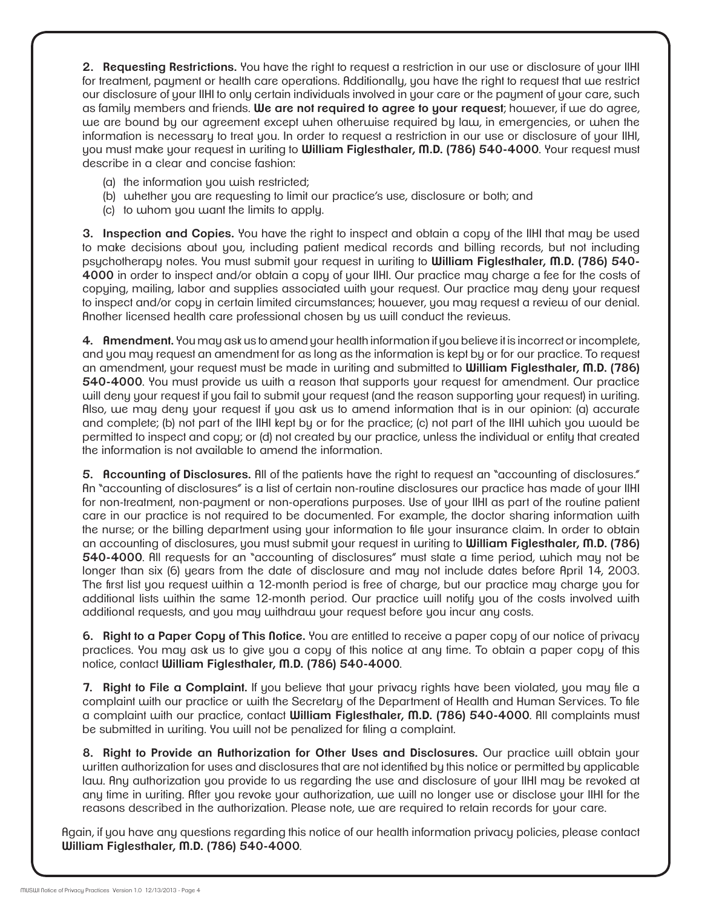**2. Requesting Restrictions.** You have the right to request a restriction in our use or disclosure of your IIHI for treatment, payment or health care operations. Additionally, you have the right to request that we restrict our disclosure of your IIHI to only certain individuals involved in your care or the payment of your care, such as family members and friends. **We are not required to agree to your request**; however, if we do agree, we are bound by our agreement except when otherwise required by law, in emergencies, or when the information is necessary to treat you. In order to request a restriction in our use or disclosure of your IIHI, you must make your request in writing to **William Figlesthaler, M.D. (786) 540-4000**. Your request must describe in a clear and concise fashion:

(a) the information you wish restricted;
(b) whether you are requesting to limit our practice's use, disclosure or both; and
(c) to whom you want the limits to apply.

**3. Inspection and Copies.** You have the right to inspect and obtain a copy of the IIHI that may be used to make decisions about you, including patient medical records and billing records, but not including psychotherapy notes. You must submit your request in writing to **William Figlesthaler, M.D. (786) 540-4000** in order to inspect and/or obtain a copy of your IIHI. Our practice may charge a fee for the costs of copying, mailing, labor and supplies associated with your request. Our practice may deny your request to inspect and/or copy in certain limited circumstances; however, you may request a review of our denial. Another licensed health care professional chosen by us will conduct the reviews.

**4. Amendment.** You may ask us to amend your health information if you believe it is incorrect or incomplete, and you may request an amendment for as long as the information is kept by or for our practice. To request an amendment, your request must be made in writing and submitted to **William Figlesthaler, M.D. (786) 540-4000**. You must provide us with a reason that supports your request for amendment. Our practice will deny your request if you fail to submit your request (and the reason supporting your request) in writing. Also, we may deny your request if you ask us to amend information that is in our opinion: (a) accurate and complete; (b) not part of the IIHI kept by or for the practice; (c) not part of the IIHI which you would be permitted to inspect and copy; or (d) not created by our practice, unless the individual or entity that created the information is not available to amend the information.

**5. Accounting of Disclosures.** All of the patients have the right to request an "accounting of disclosures." An "accounting of disclosures" is a list of certain non-routine disclosures our practice has made of your IIHI for non-treatment, non-payment or non-operations purposes. Use of your IIHI as part of the routine patient care in our practice is not required to be documented. For example, the doctor sharing information with the nurse; or the billing department using your information to file your insurance claim. In order to obtain an accounting of disclosures, you must submit your request in writing to **William Figlesthaler, M.D. (786) 540-4000**. All requests for an "accounting of disclosures" must state a time period, which may not be longer than six (6) years from the date of disclosure and may not include dates before April 14, 2003. The first list you request within a 12-month period is free of charge, but our practice may charge you for additional lists within the same 12-month period. Our practice will notify you of the costs involved with additional requests, and you may withdraw your request before you incur any costs.

**6. Right to a Paper Copy of This Notice.** You are entitled to receive a paper copy of our notice of privacy practices. You may ask us to give you a copy of this notice at any time. To obtain a paper copy of this notice, contact **William Figlesthaler, M.D. (786) 540-4000**.

**7. Right to File a Complaint.** If you believe that your privacy rights have been violated, you may file a complaint with our practice or with the Secretary of the Department of Health and Human Services. To file a complaint with our practice, contact **William Figlesthaler, M.D. (786) 540-4000**. All complaints must be submitted in writing. You will not be penalized for filing a complaint.

**8. Right to Provide an Authorization for Other Uses and Disclosures.** Our practice will obtain your written authorization for uses and disclosures that are not identified by this notice or permitted by applicable law. Any authorization you provide to us regarding the use and disclosure of your IIHI may be revoked at any time in writing. After you revoke your authorization, we will no longer use or disclose your IIHI for the reasons described in the authorization. Please note, we are required to retain records for your care.

Again, if you have any questions regarding this notice of our health information privacy policies, please contact **William Figlesthaler, M.D. (786) 540-4000**.

MUSWI Notice of Privacy Practices Version 1.0 12/13/2013 - Page 4